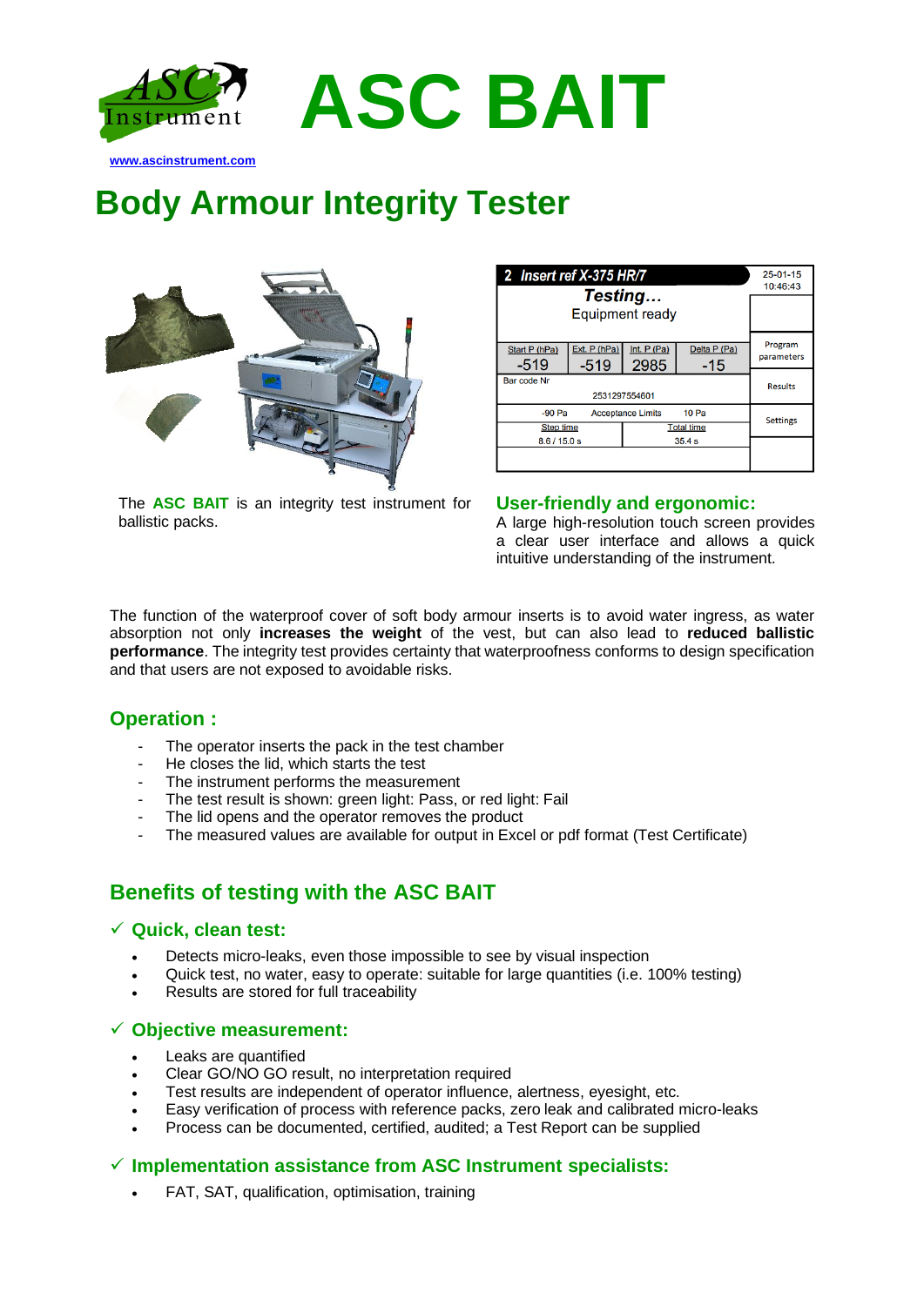# ASC BAIT

www.ascinstrument.com

## Body Armour Integrity Tester

| 2 Insert ref X-375 HR/7 | | | | 25-01-15 10:46:43 |
|---|---|---|---|---|
| Testing… Equipment ready | | | | |
| Start P (hPa) -519 | Ext. P (hPa) -519 | Int. P (Pa) 2985 | Delta P (Pa) -15 | Program parameters |
| Bar code Nr 2531297554601 | | | | Results |
| -90 Pa | Acceptance Limits | 10 Pa | | Settings |
| Step time 8.6 / 15.0 s | | Total time 35.4 s | | |

The **ASC BAIT** is an integrity test instrument for ballistic packs.

### User-friendly and ergonomic:

A large high-resolution touch screen provides a clear user interface and allows a quick intuitive understanding of the instrument.

The function of the waterproof cover of soft body armour inserts is to avoid water ingress, as water absorption not only **increases the weight** of the vest, but can also lead to **reduced ballistic performance**. The integrity test provides certainty that waterproofness conforms to design specification and that users are not exposed to avoidable risks.

### Operation :

- The operator inserts the pack in the test chamber
- He closes the lid, which starts the test
- The instrument performs the measurement
- The test result is shown: green light: Pass, or red light: Fail
- The lid opens and the operator removes the product
- The measured values are available for output in Excel or pdf format (Test Certificate)

### Benefits of testing with the ASC BAIT

#### ✓ Quick, clean test:

- Detects micro-leaks, even those impossible to see by visual inspection
- Quick test, no water, easy to operate: suitable for large quantities (i.e. 100% testing)
- Results are stored for full traceability

#### ✓ Objective measurement:

- Leaks are quantified
- Clear GO/NO GO result, no interpretation required
- Test results are independent of operator influence, alertness, eyesight, etc.
- Easy verification of process with reference packs, zero leak and calibrated micro-leaks
- Process can be documented, certified, audited; a Test Report can be supplied

#### ✓ Implementation assistance from ASC Instrument specialists:

- FAT, SAT, qualification, optimisation, training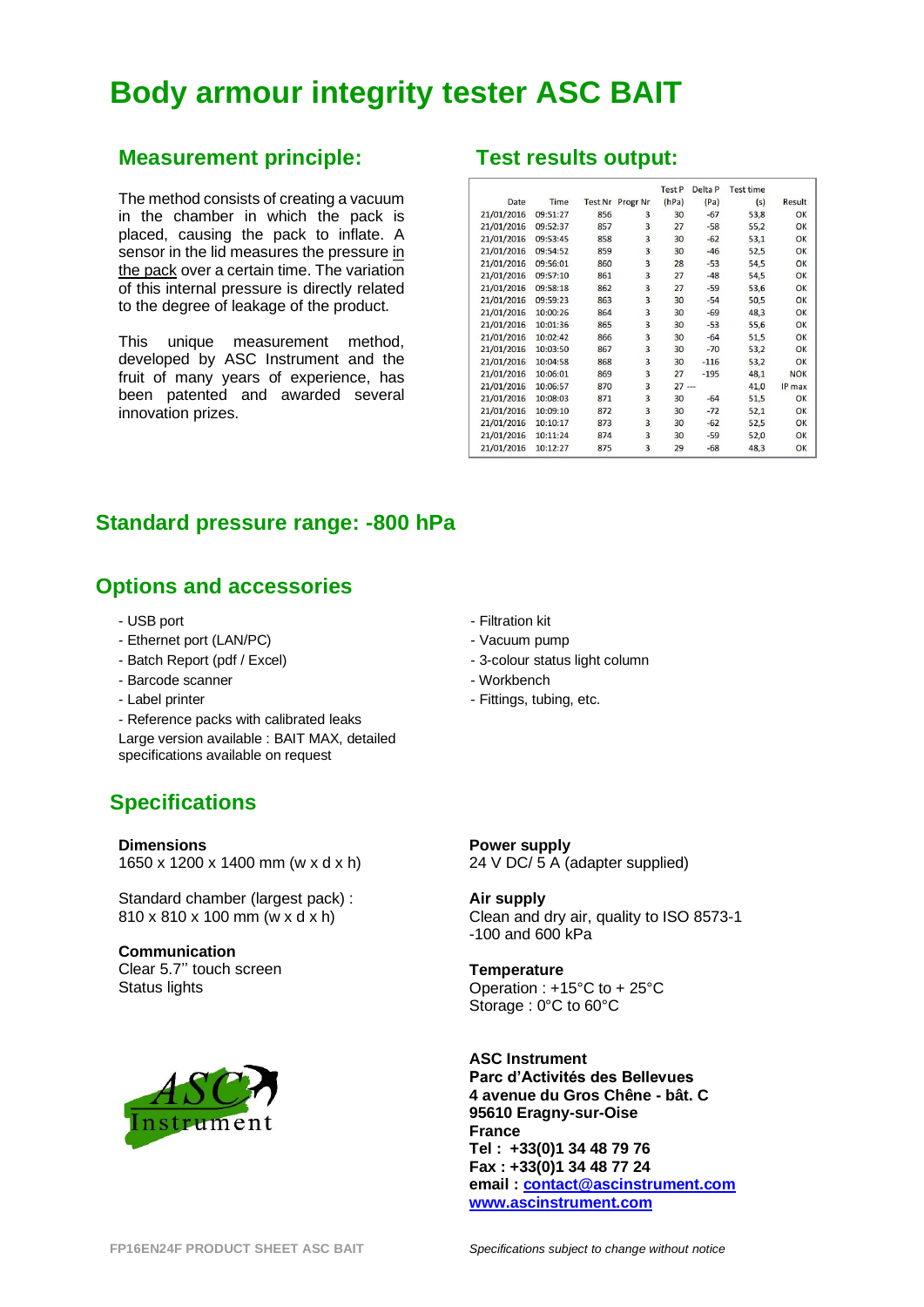# Body armour integrity tester ASC BAIT

## Measurement principle:

The method consists of creating a vacuum in the chamber in which the pack is placed, causing the pack to inflate. A sensor in the lid measures the pressure in the pack over a certain time. The variation of this internal pressure is directly related to the degree of leakage of the product.

This unique measurement method, developed by ASC Instrument and the fruit of many years of experience, has been patented and awarded several innovation prizes.

## Test results output:

| Date | Time | Test Nr | Progr Nr | Test P (hPa) | Delta P (Pa) | Test time (s) | Result |
|---|---|---|---|---|---|---|---|
| 21/01/2016 | 09:51:27 | 856 | 3 | 30 | -67 | 53,8 | OK |
| 21/01/2016 | 09:52:37 | 857 | 3 | 27 | -58 | 55,2 | OK |
| 21/01/2016 | 09:53:45 | 858 | 3 | 30 | -62 | 53,1 | OK |
| 21/01/2016 | 09:54:52 | 859 | 3 | 30 | -46 | 52,5 | OK |
| 21/01/2016 | 09:56:01 | 860 | 3 | 28 | -53 | 54,5 | OK |
| 21/01/2016 | 09:57:10 | 861 | 3 | 27 | -48 | 54,5 | OK |
| 21/01/2016 | 09:58:18 | 862 | 3 | 27 | -59 | 53,6 | OK |
| 21/01/2016 | 09:59:23 | 863 | 3 | 30 | -54 | 50,5 | OK |
| 21/01/2016 | 10:00:26 | 864 | 3 | 30 | -69 | 48,3 | OK |
| 21/01/2016 | 10:01:36 | 865 | 3 | 30 | -53 | 55,6 | OK |
| 21/01/2016 | 10:02:42 | 866 | 3 | 30 | -64 | 51,5 | OK |
| 21/01/2016 | 10:03:50 | 867 | 3 | 30 | -70 | 53,2 | OK |
| 21/01/2016 | 10:04:58 | 868 | 3 | 30 | -116 | 53,2 | OK |
| 21/01/2016 | 10:06:01 | 869 | 3 | 27 | -195 | 48,1 | NOK |
| 21/01/2016 | 10:06:57 | 870 | 3 | 27 | --- | 41,0 | IP max |
| 21/01/2016 | 10:08:03 | 871 | 3 | 30 | -64 | 51,5 | OK |
| 21/01/2016 | 10:09:10 | 872 | 3 | 30 | -72 | 52,1 | OK |
| 21/01/2016 | 10:10:17 | 873 | 3 | 30 | -62 | 52,5 | OK |
| 21/01/2016 | 10:11:24 | 874 | 3 | 30 | -59 | 52,0 | OK |
| 21/01/2016 | 10:12:27 | 875 | 3 | 29 | -68 | 48,3 | OK |

## Standard pressure range: -800 hPa

## Options and accessories

- USB port
- Ethernet port (LAN/PC)
- Batch Report (pdf / Excel)
- Barcode scanner
- Label printer
- Reference packs with calibrated leaks

Large version available : BAIT MAX, detailed specifications available on request

- Filtration kit
- Vacuum pump
- 3-colour status light column
- Workbench
- Fittings, tubing, etc.

## Specifications

**Dimensions**
1650 x 1200 x 1400 mm (w x d x h)

Standard chamber (largest pack) :
810 x 810 x 100 mm (w x d x h)

**Communication**
Clear 5.7'' touch screen
Status lights

**Power supply**
24 V DC/ 5 A (adapter supplied)

**Air supply**
Clean and dry air, quality to ISO 8573-1
-100 and 600 kPa

**Temperature**
Operation : +15°C to + 25°C
Storage : 0°C to 60°C

ASC Instrument

**ASC Instrument**
**Parc d'Activités des Bellevues**
**4 avenue du Gros Chêne - bât. C**
**95610 Eragny-sur-Oise**
**France**
**Tel : +33(0)1 34 48 79 76**
**Fax : +33(0)1 34 48 77 24**
**email : contact@ascinstrument.com**
**www.ascinstrument.com**

FP16EN24F PRODUCT SHEET ASC BAIT

*Specifications subject to change without notice*